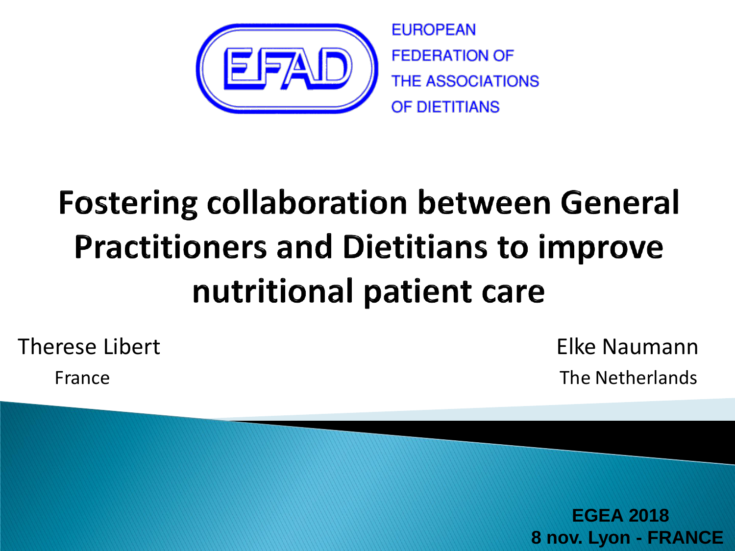EUROPEAN
FEDERATION OF
THE ASSOCIATIONS
OF DIETITIANS

# Fostering collaboration between General Practitioners and Dietitians to improve nutritional patient care

Therese Libert
France

Elke Naumann
The Netherlands

**EGEA 2018**
**8 nov. Lyon - FRANCE**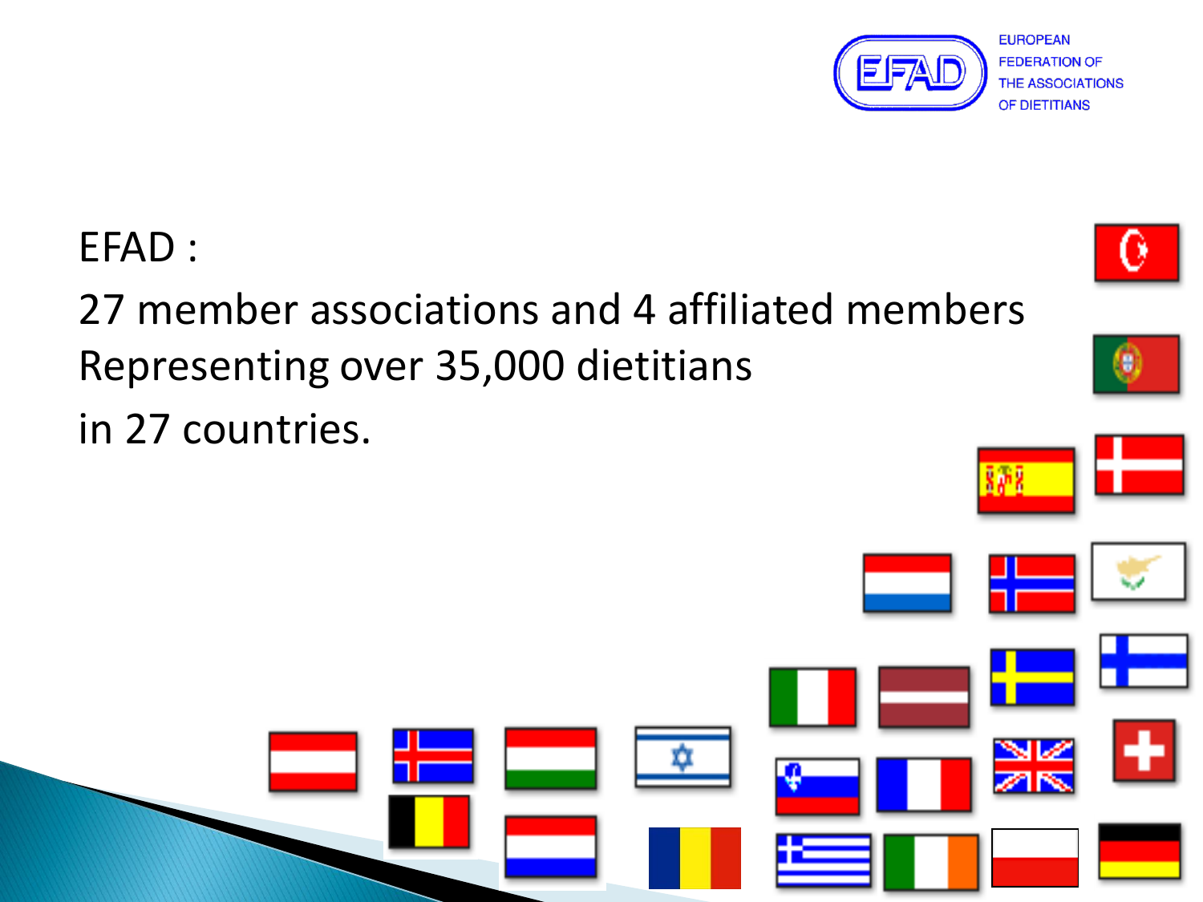EUROPEAN FEDERATION OF THE ASSOCIATIONS OF DIETITIANS

EFAD :

27 member associations and 4 affiliated members
Representing over 35,000 dietitians
in 27 countries.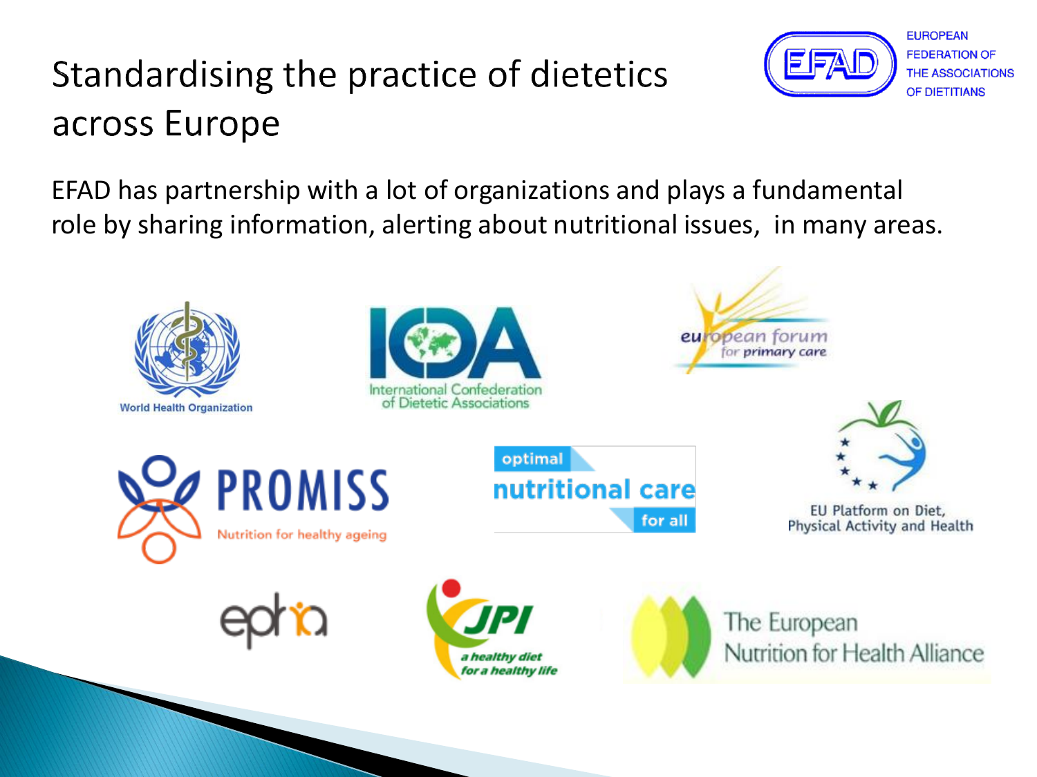# Standardising the practice of dietetics across Europe

EUROPEAN FEDERATION OF THE ASSOCIATIONS OF DIETITIANS

EFAD has partnership with a lot of organizations and plays a fundamental role by sharing information, alerting about nutritional issues, in many areas.

World Health Organization

International Confederation of Dietetic Associations

european forum for primary care

PROMISS Nutrition for healthy ageing

optimal nutritional care for all

EU Platform on Diet, Physical Activity and Health

epha

JPI a healthy diet for a healthy life

The European Nutrition for Health Alliance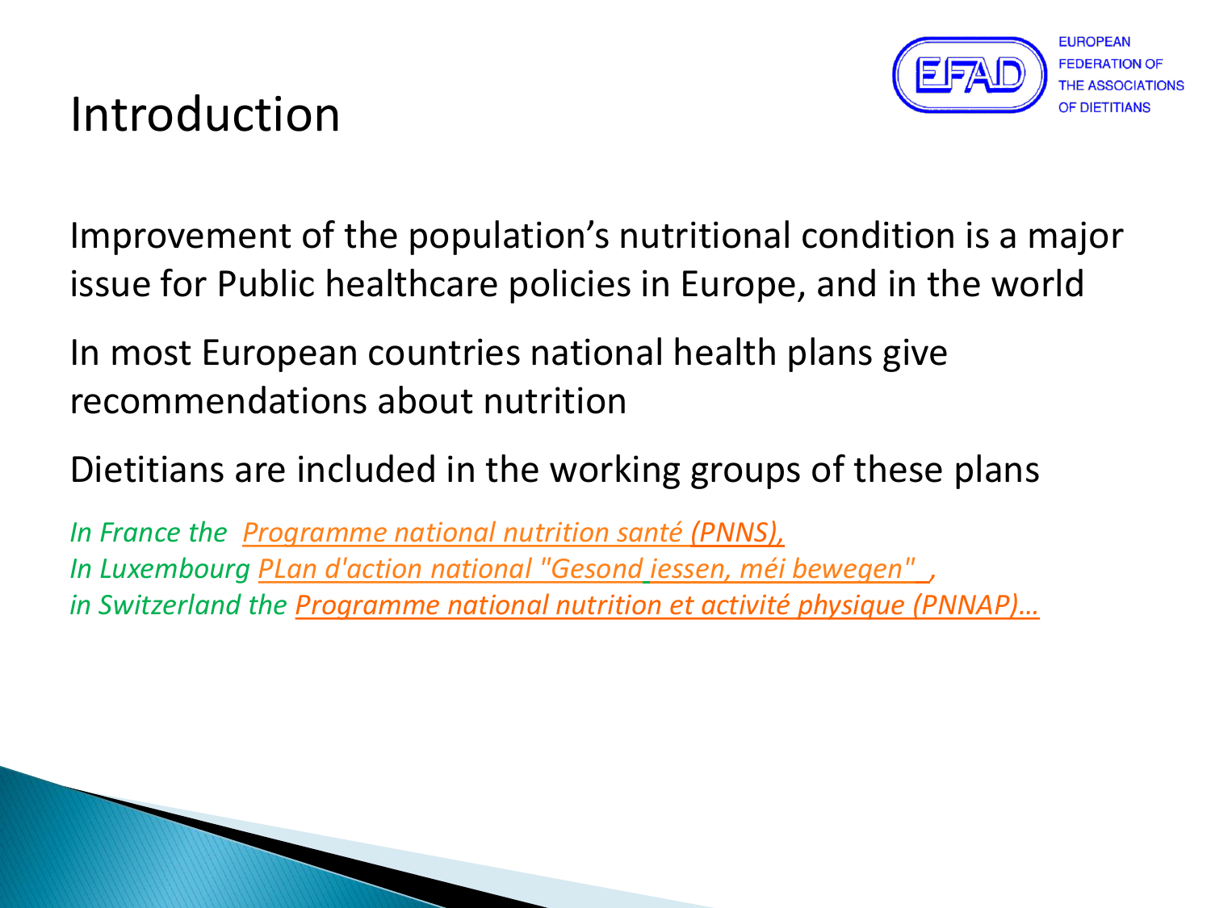# Introduction

Improvement of the population's nutritional condition is a major issue for Public healthcare policies in Europe, and in the world

In most European countries national health plans give recommendations about nutrition

Dietitians are included in the working groups of these plans

*In France the Programme national nutrition santé (PNNS),*
*In Luxembourg PLan d'action national "Gesond iessen, méi bewegen" ,*
*in Switzerland the Programme national nutrition et activité physique (PNNAP)…*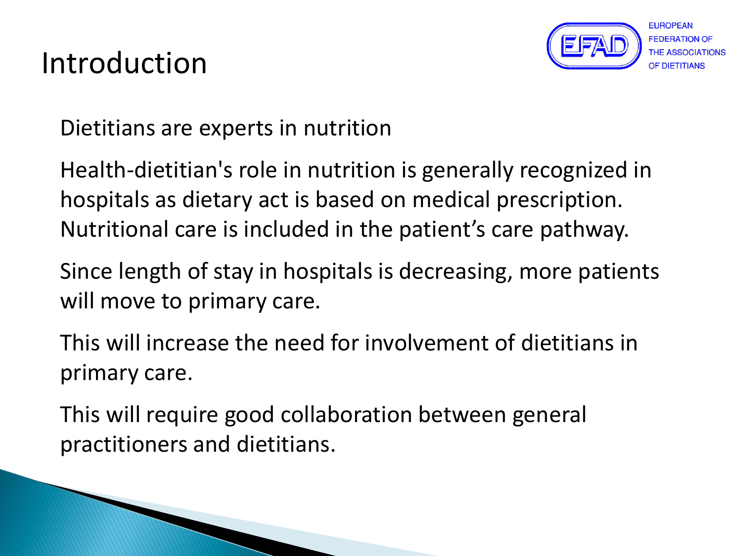# Introduction

EUROPEAN FEDERATION OF THE ASSOCIATIONS OF DIETITIANS

- Dietitians are experts in nutrition
- Health-dietitian's role in nutrition is generally recognized in hospitals as dietary act is based on medical prescription. Nutritional care is included in the patient's care pathway.
- Since length of stay in hospitals is decreasing, more patients will move to primary care.
- This will increase the need for involvement of dietitians in primary care.
- This will require good collaboration between general practitioners and dietitians.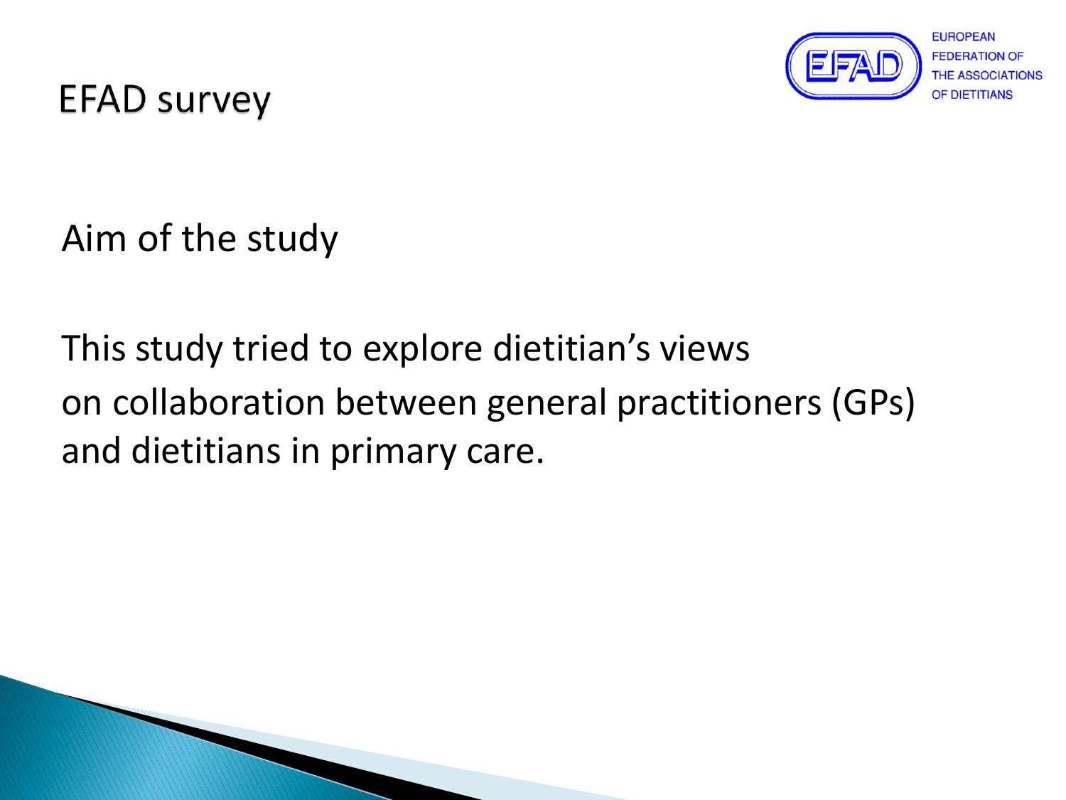# EFAD survey

EUROPEAN FEDERATION OF THE ASSOCIATIONS OF DIETITIANS

Aim of the study

This study tried to explore dietitian's views on collaboration between general practitioners (GPs) and dietitians in primary care.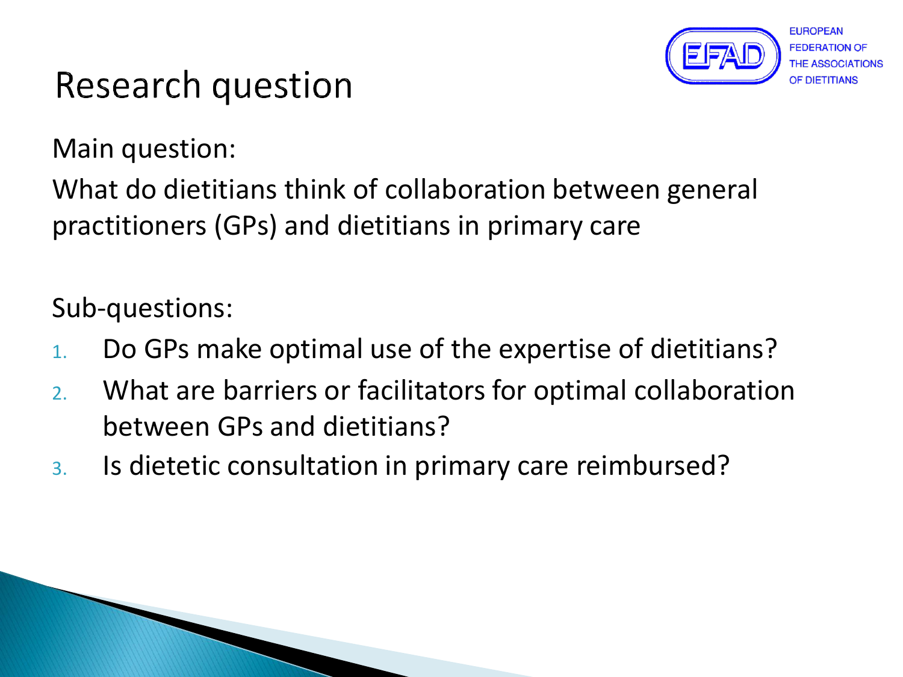# Research question

Main question:

What do dietitians think of collaboration between general practitioners (GPs) and dietitians in primary care

Sub-questions:

1. Do GPs make optimal use of the expertise of dietitians?
2. What are barriers or facilitators for optimal collaboration between GPs and dietitians?
3. Is dietetic consultation in primary care reimbursed?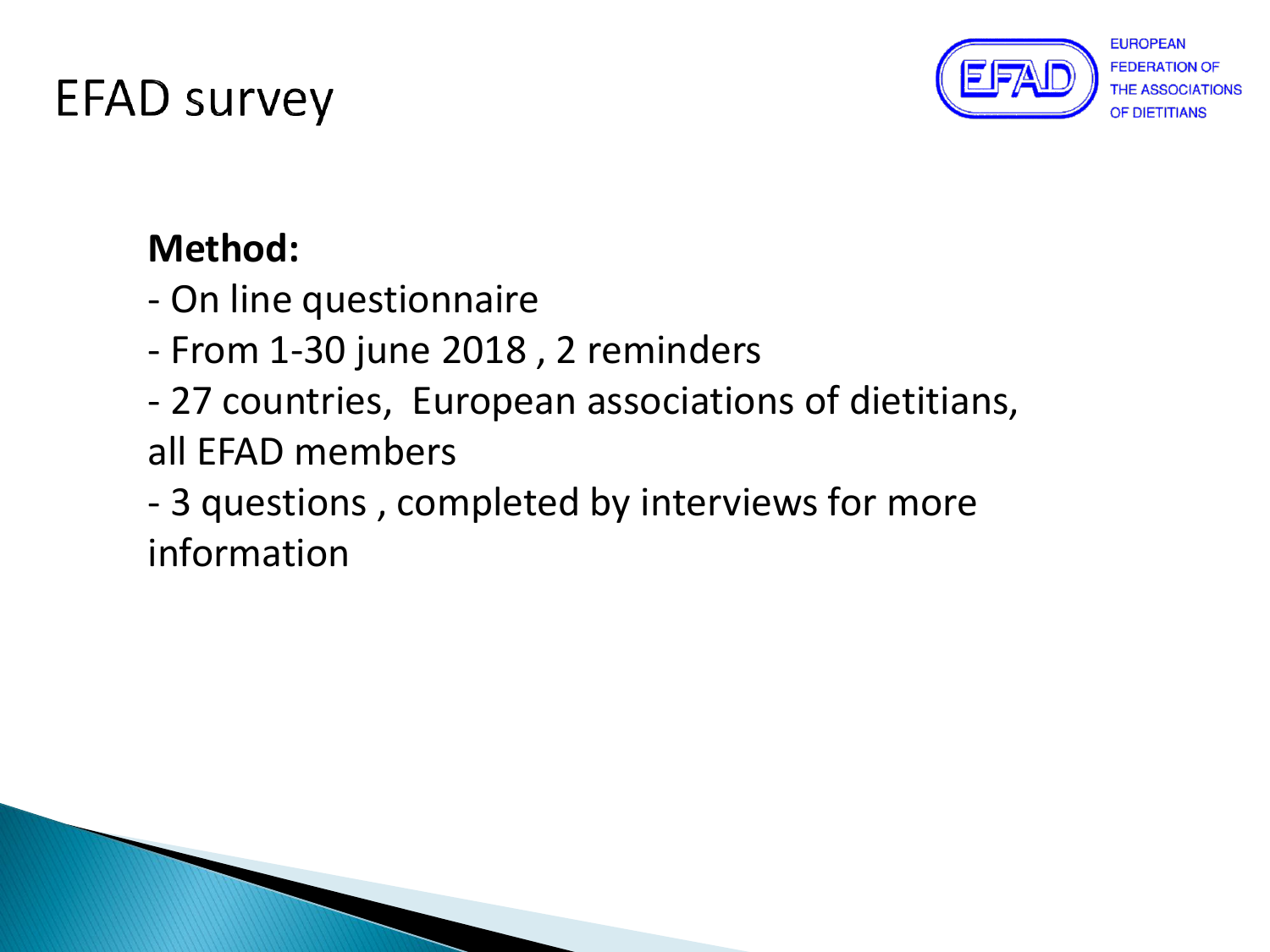# EFAD survey

EUROPEAN FEDERATION OF THE ASSOCIATIONS OF DIETITIANS

**Method:**

- On line questionnaire
- From 1-30 june 2018 , 2 reminders
- 27 countries, European associations of dietitians, all EFAD members
- 3 questions , completed by interviews for more information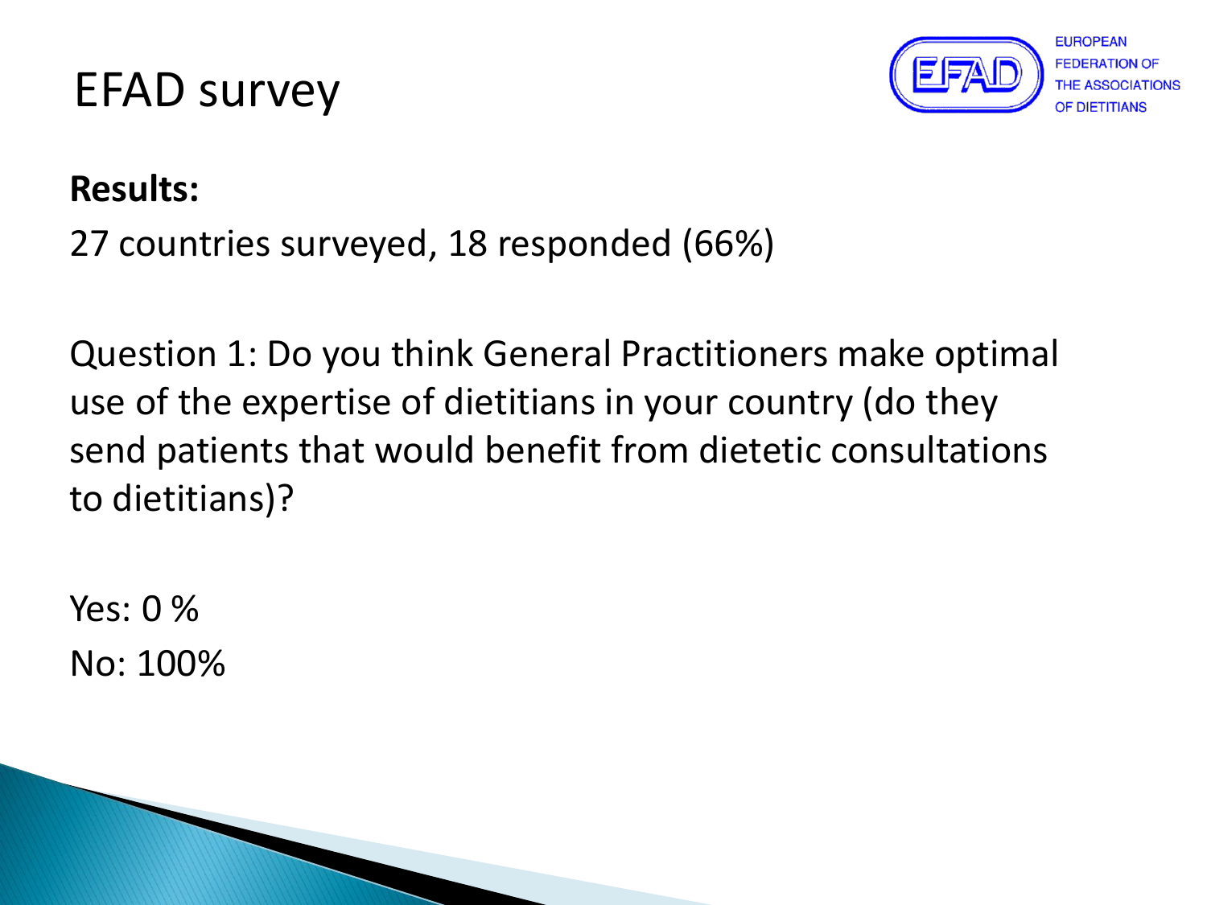# EFAD survey

EUROPEAN FEDERATION OF THE ASSOCIATIONS OF DIETITIANS

**Results:**

27 countries surveyed, 18 responded (66%)

Question 1: Do you think General Practitioners make optimal use of the expertise of dietitians in your country (do they send patients that would benefit from dietetic consultations to dietitians)?

Yes: 0 %

No: 100%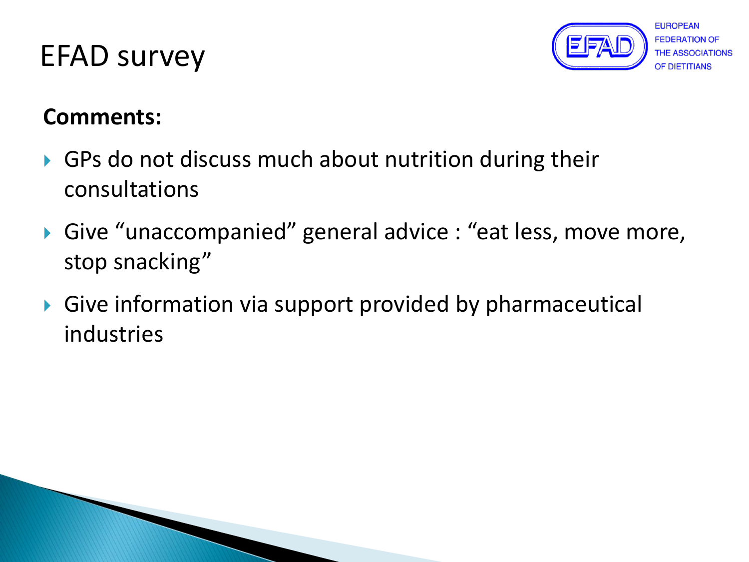# EFAD survey

**Comments:**

- GPs do not discuss much about nutrition during their consultations
- Give “unaccompanied” general advice : “eat less, move more, stop snacking”
- Give information via support provided by pharmaceutical industries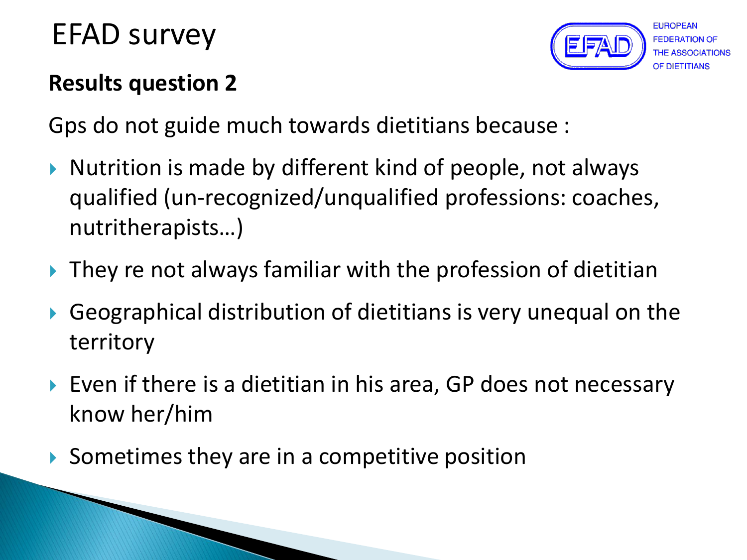# EFAD survey

EUROPEAN FEDERATION OF THE ASSOCIATIONS OF DIETITIANS

## Results question 2

Gps do not guide much towards dietitians because :

- Nutrition is made by different kind of people, not always qualified (un-recognized/unqualified professions: coaches, nutritherapists…)
- They re not always familiar with the profession of dietitian
- Geographical distribution of dietitians is very unequal on the territory
- Even if there is a dietitian in his area, GP does not necessary know her/him
- Sometimes they are in a competitive position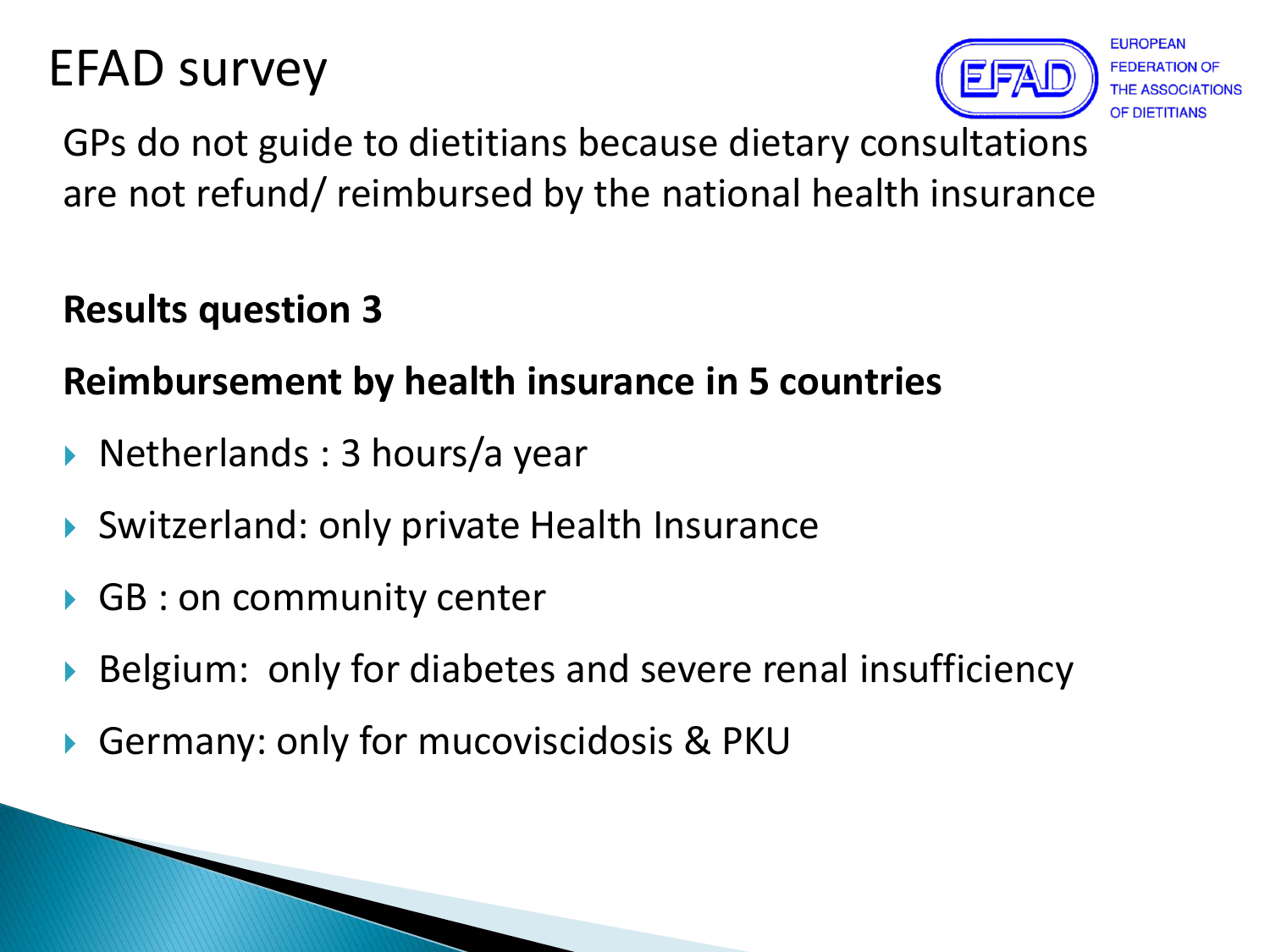# EFAD survey

EUROPEAN FEDERATION OF THE ASSOCIATIONS OF DIETITIANS

GPs do not guide to dietitians because dietary consultations are not refund/ reimbursed by the national health insurance

**Results question 3**

**Reimbursement by health insurance in 5 countries**

- Netherlands : 3 hours/a year
- Switzerland: only private Health Insurance
- GB : on community center
- Belgium: only for diabetes and severe renal insufficiency
- Germany: only for mucoviscidosis & PKU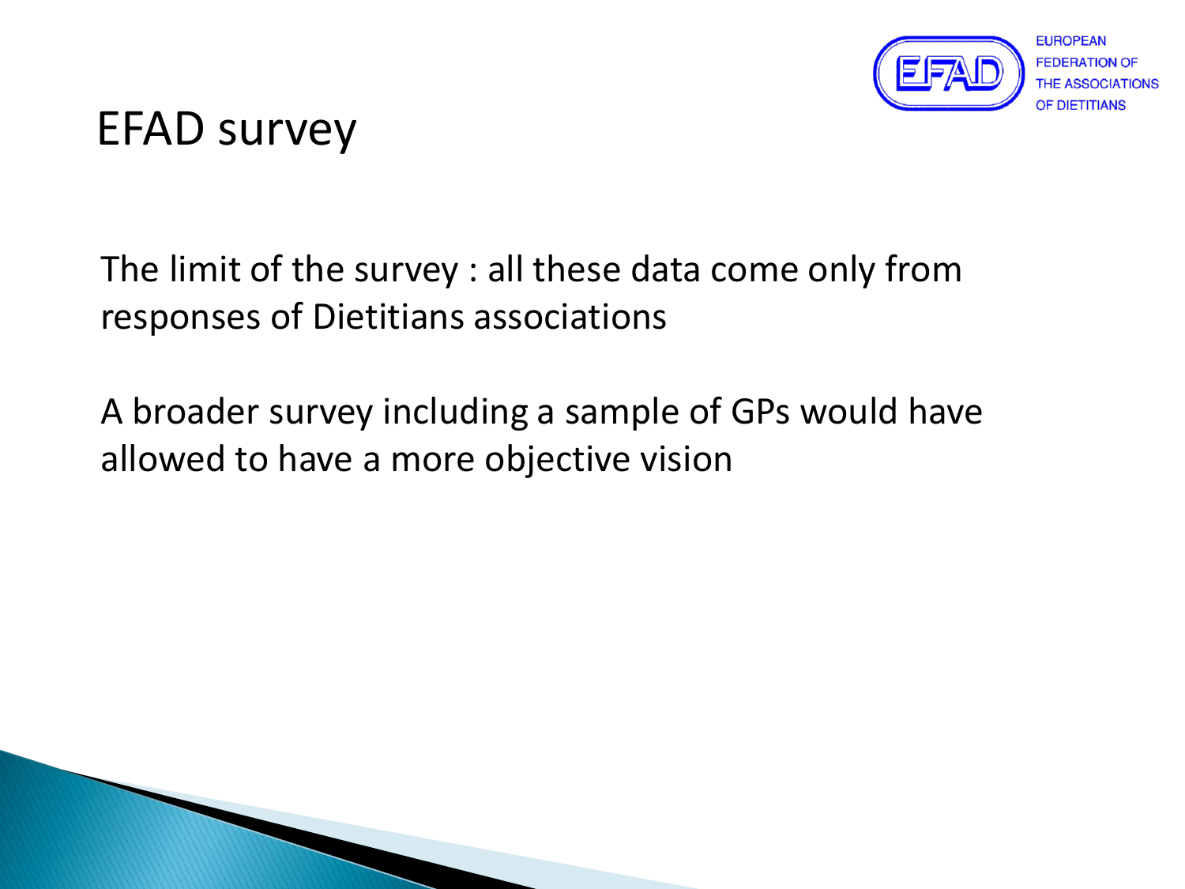# EFAD survey

The limit of the survey : all these data come only from responses of Dietitians associations

A broader survey including a sample of GPs would have allowed to have a more objective vision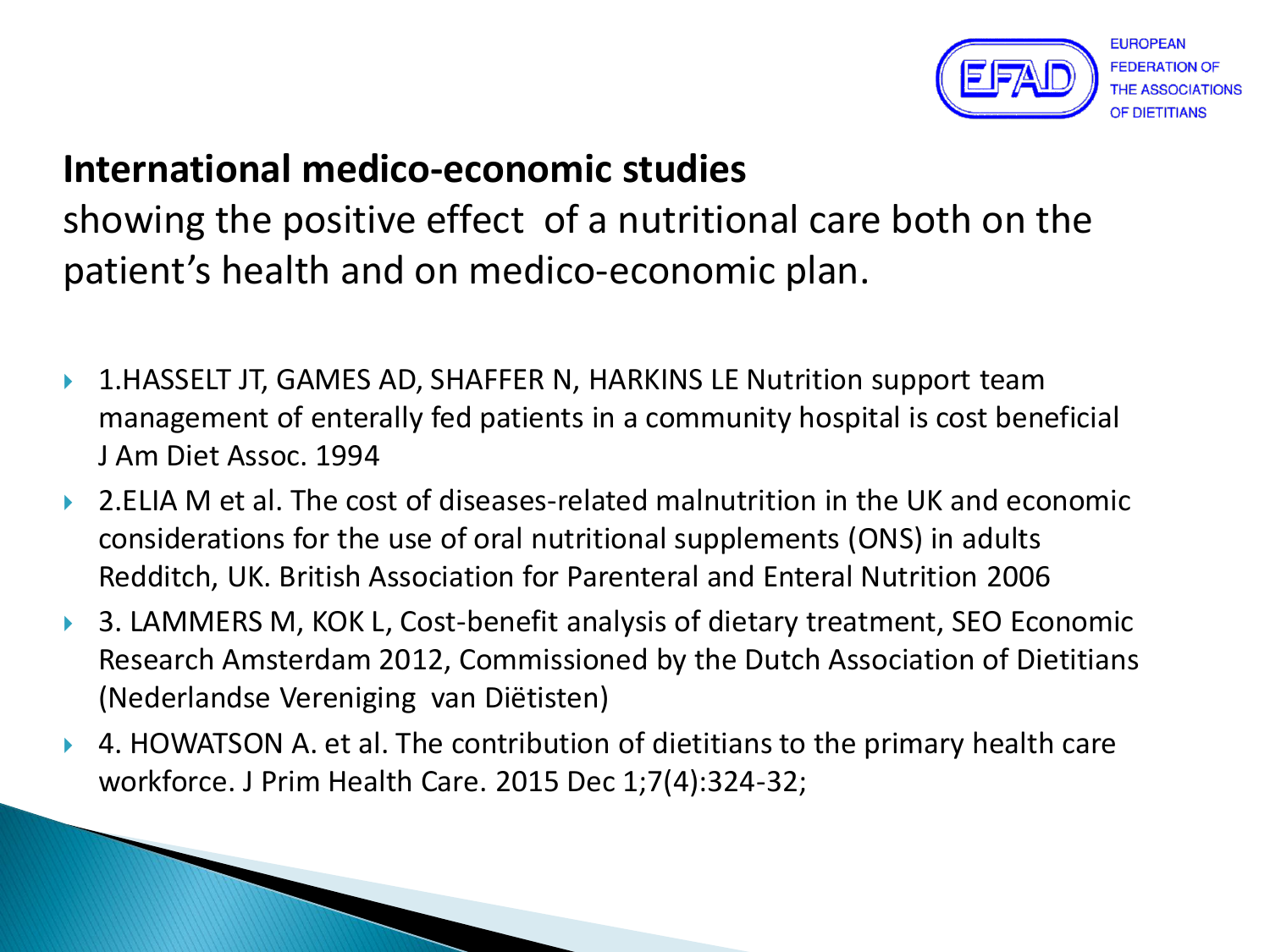## International medico-economic studies

showing the positive effect of a nutritional care both on the patient's health and on medico-economic plan.

- 1.HASSELT JT, GAMES AD, SHAFFER N, HARKINS LE Nutrition support team management of enterally fed patients in a community hospital is cost beneficial J Am Diet Assoc. 1994
- 2.ELIA M et al. The cost of diseases-related malnutrition in the UK and economic considerations for the use of oral nutritional supplements (ONS) in adults Redditch, UK. British Association for Parenteral and Enteral Nutrition 2006
- 3. LAMMERS M, KOK L, Cost-benefit analysis of dietary treatment, SEO Economic Research Amsterdam 2012, Commissioned by the Dutch Association of Dietitians (Nederlandse Vereniging van Diëtisten)
- 4. HOWATSON A. et al. The contribution of dietitians to the primary health care workforce. J Prim Health Care. 2015 Dec 1;7(4):324-32;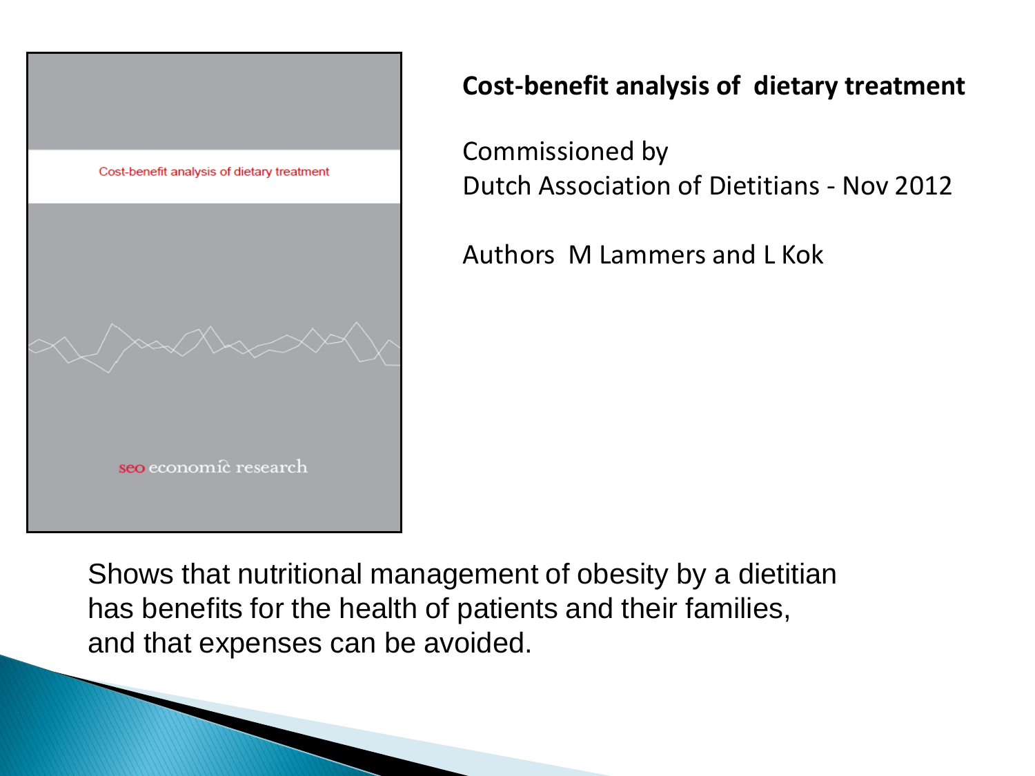**Cost-benefit analysis of dietary treatment**

Commissioned by
Dutch Association of Dietitians - Nov 2012

Authors M Lammers and L Kok

Shows that nutritional management of obesity by a dietitian has benefits for the health of patients and their families, and that expenses can be avoided.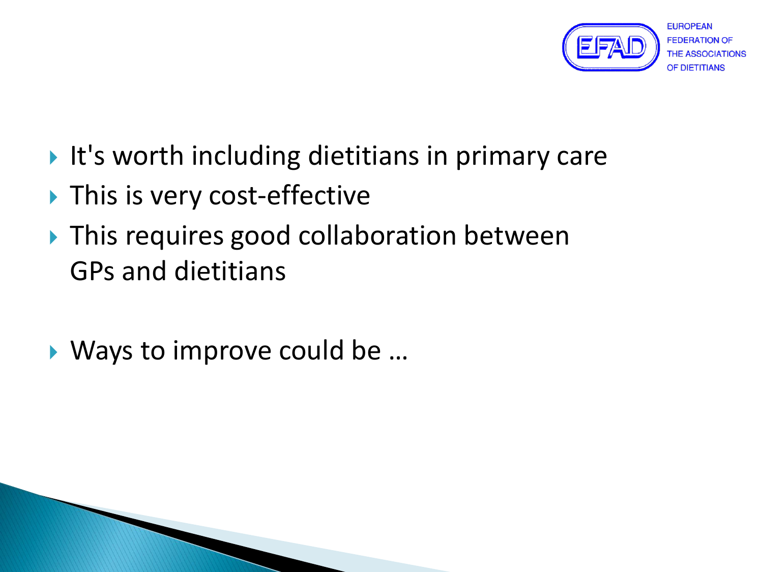- It's worth including dietitians in primary care
- This is very cost-effective
- This requires good collaboration between GPs and dietitians

- Ways to improve could be …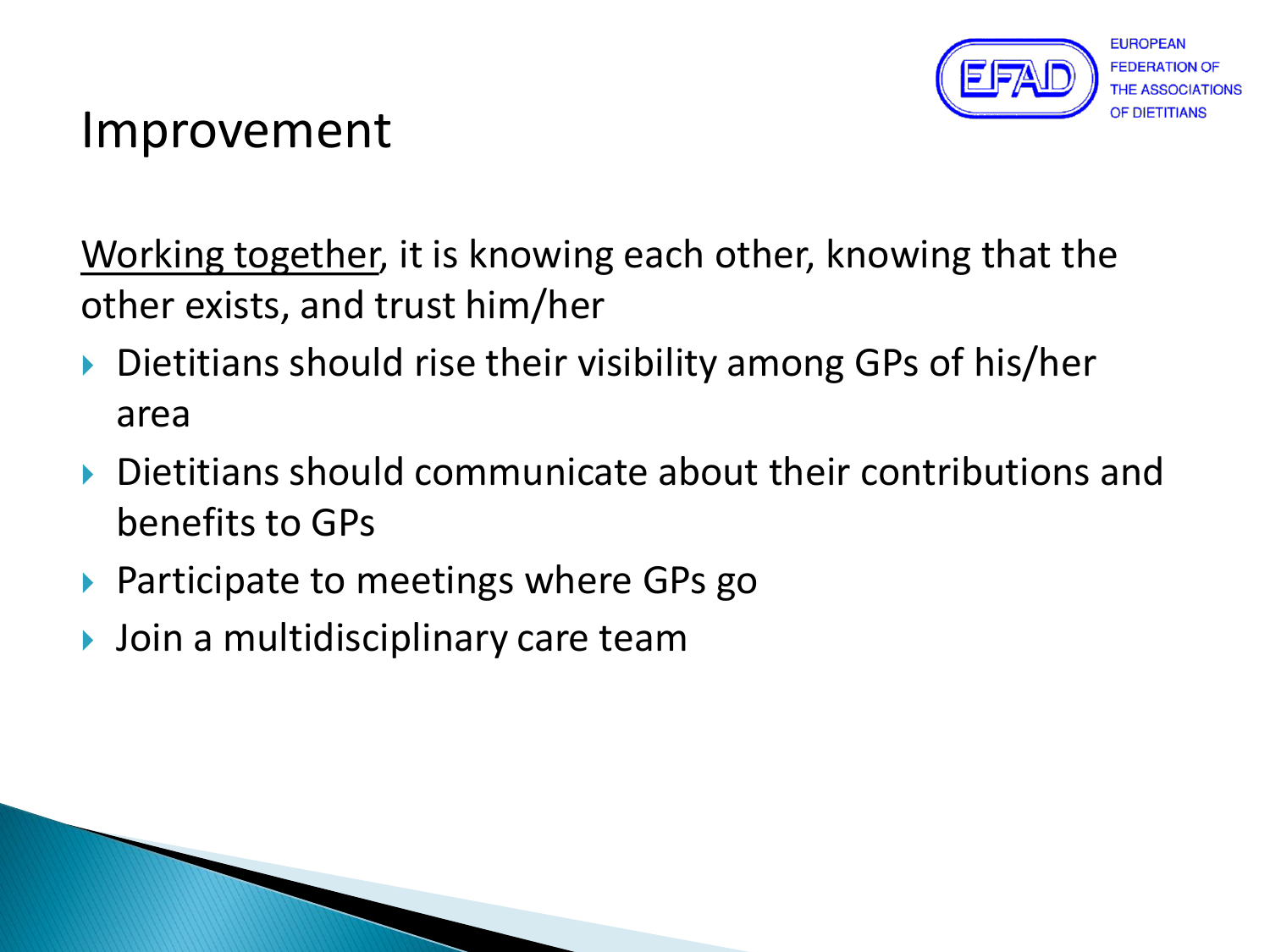# Improvement

Working together, it is knowing each other, knowing that the other exists, and trust him/her

- Dietitians should rise their visibility among GPs of his/her area
- Dietitians should communicate about their contributions and benefits to GPs
- Participate to meetings where GPs go
- Join a multidisciplinary care team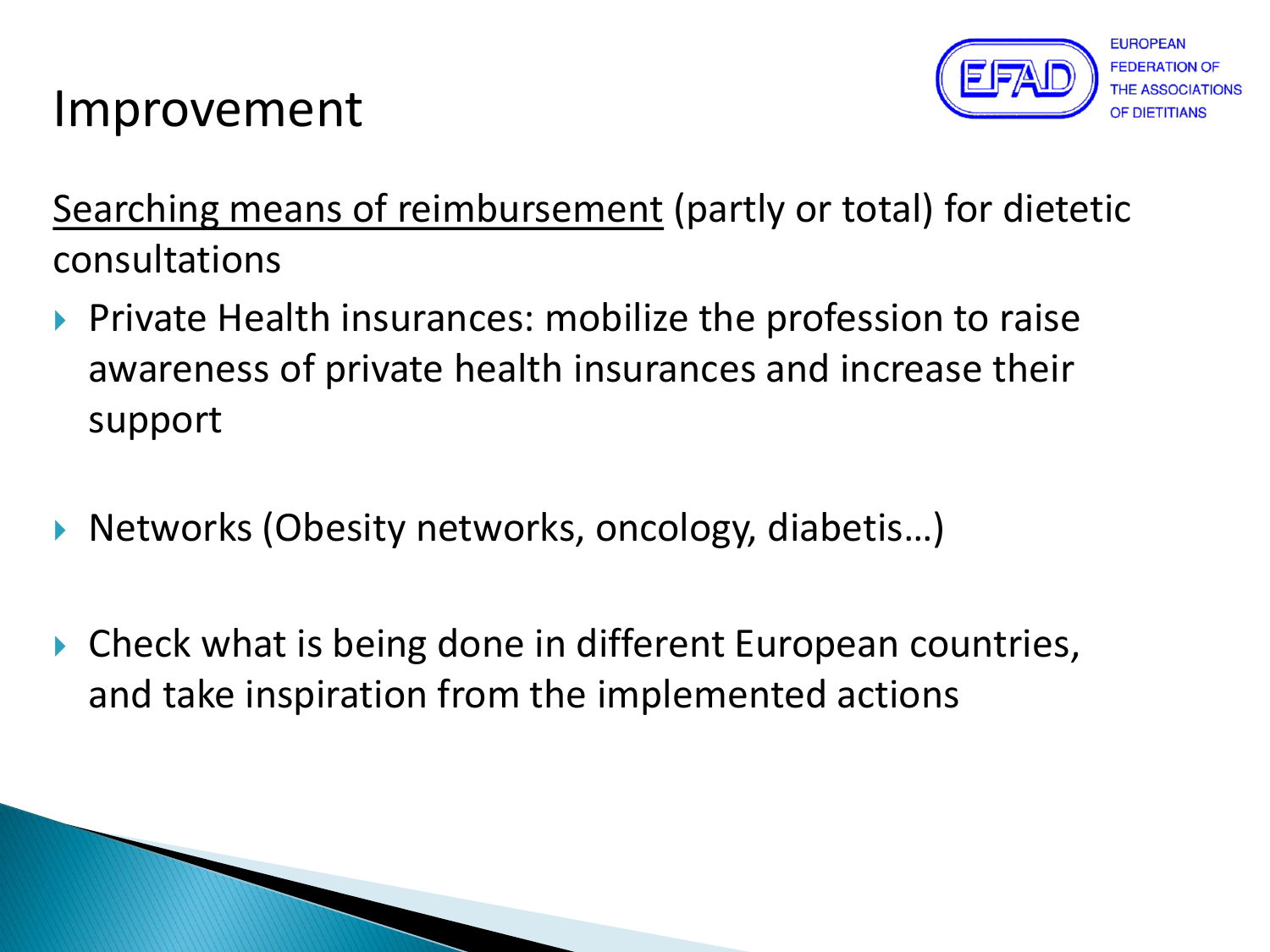# Improvement

Searching means of reimbursement (partly or total) for dietetic consultations

- Private Health insurances: mobilize the profession to raise awareness of private health insurances and increase their support
- Networks (Obesity networks, oncology, diabetis…)
- Check what is being done in different European countries, and take inspiration from the implemented actions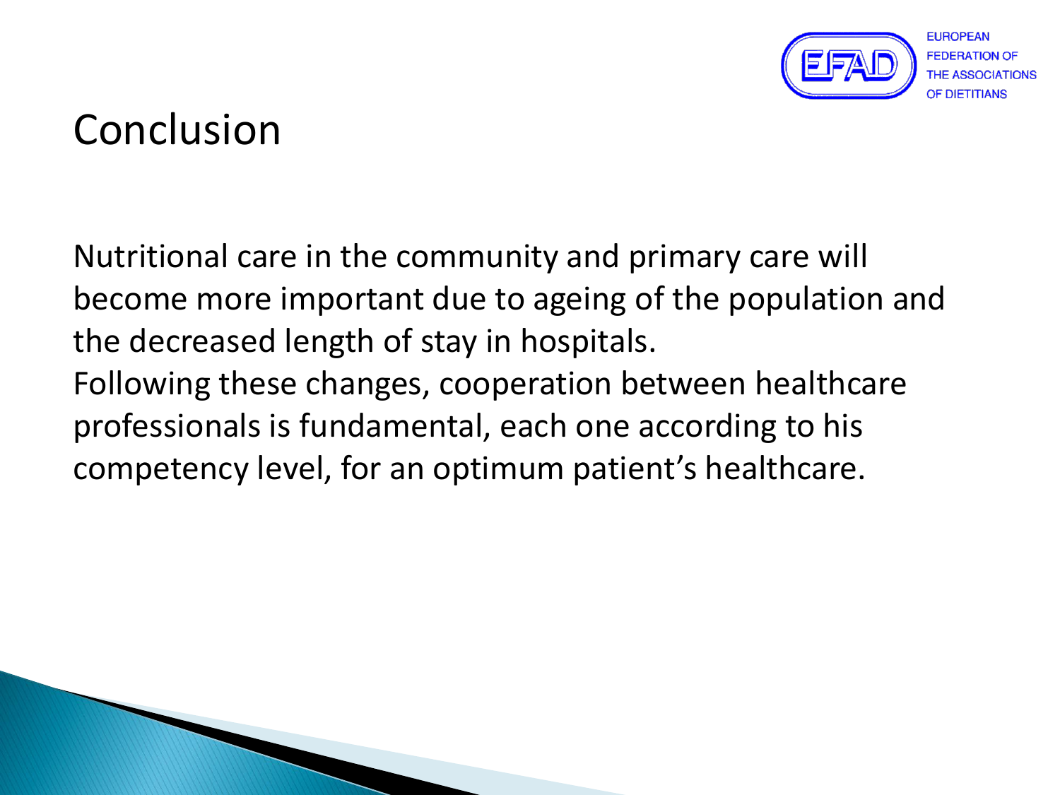# Conclusion

Nutritional care in the community and primary care will become more important due to ageing of the population and the decreased length of stay in hospitals.
Following these changes, cooperation between healthcare professionals is fundamental, each one according to his competency level, for an optimum patient's healthcare.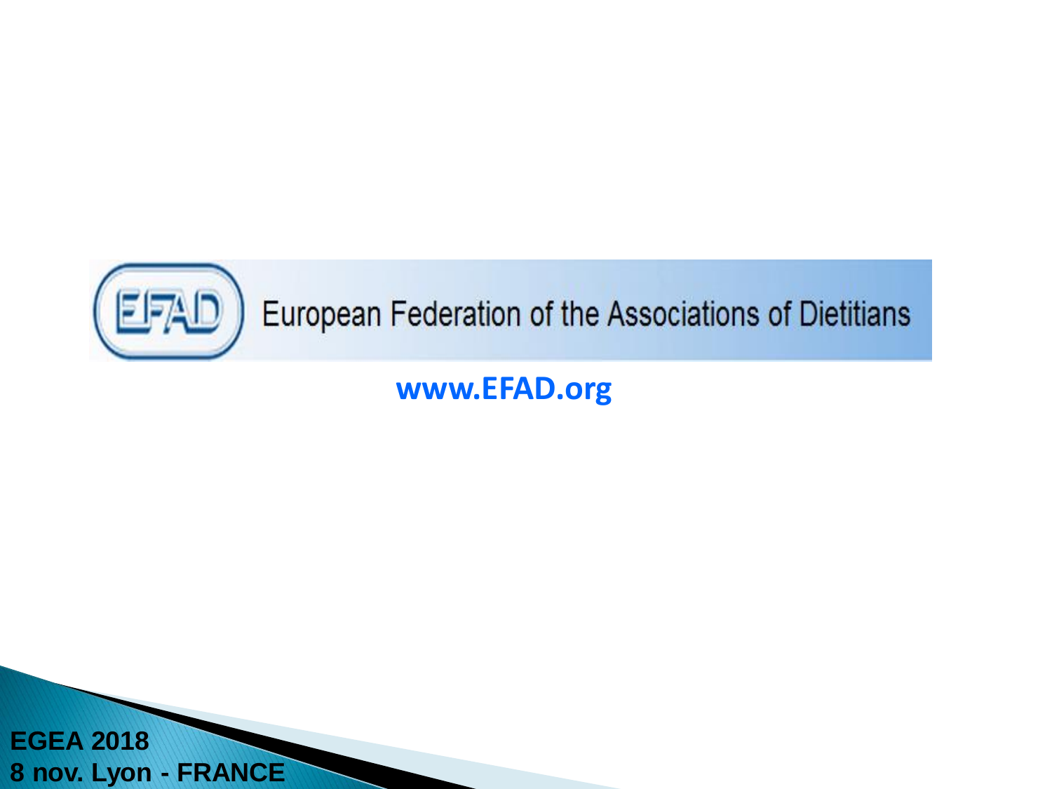European Federation of the Associations of Dietitians

**www.EFAD.org**